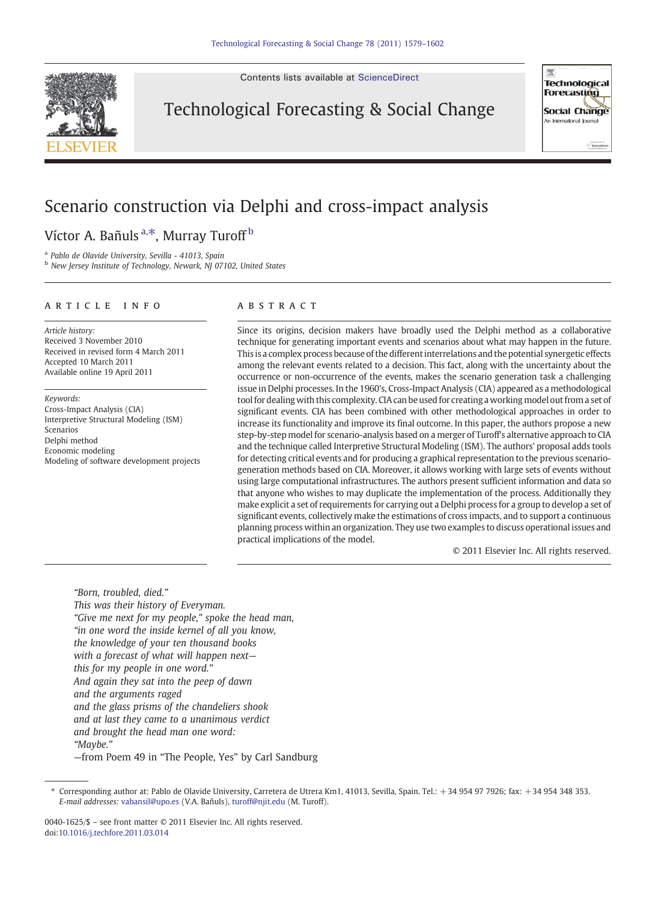# Scenario construction via Delphi and cross-impact analysis

Víctor A. Bañuls [a,*], Murray Turoff [b]

[a] Pablo de Olavide University, Sevilla - 41013, Spain
[b] New Jersey Institute of Technology, Newark, NJ 07102, United States

## ARTICLE INFO

*Article history:*
Received 3 November 2010
Received in revised form 4 March 2011
Accepted 10 March 2011
Available online 19 April 2011

*Keywords:*
Cross-Impact Analysis (CIA)
Interpretive Structural Modeling (ISM)
Scenarios
Delphi method
Economic modeling
Modeling of software development projects

## ABSTRACT

Since its origins, decision makers have broadly used the Delphi method as a collaborative technique for generating important events and scenarios about what may happen in the future. This is a complex process because of the different interrelations and the potential synergetic effects among the relevant events related to a decision. This fact, along with the uncertainty about the occurrence or non-occurrence of the events, makes the scenario generation task a challenging issue in Delphi processes. In the 1960's, Cross-Impact Analysis (CIA) appeared as a methodological tool for dealing with this complexity. CIA can be used for creating a working model out from a set of significant events. CIA has been combined with other methodological approaches in order to increase its functionality and improve its final outcome. In this paper, the authors propose a new step-by-step model for scenario-analysis based on a merger of Turoff's alternative approach to CIA and the technique called Interpretive Structural Modeling (ISM). The authors' proposal adds tools for detecting critical events and for producing a graphical representation to the previous scenario-generation methods based on CIA. Moreover, it allows working with large sets of events without using large computational infrastructures. The authors present sufficient information and data so that anyone who wishes to may duplicate the implementation of the process. Additionally they make explicit a set of requirements for carrying out a Delphi process for a group to develop a set of significant events, collectively make the estimations of cross impacts, and to support a continuous planning process within an organization. They use two examples to discuss operational issues and practical implications of the model.

© 2011 Elsevier Inc. All rights reserved.

*"Born, troubled, died."*
*This was their history of Everyman.*
*"Give me next for my people," spoke the head man,*
*"in one word the inside kernel of all you know,*
*the knowledge of your ten thousand books*
*with a forecast of what will happen next—*
*this for my people in one word."*
*And again they sat into the peep of dawn*
*and the arguments raged*
*and the glass prisms of the chandeliers shook*
*and at last they came to a unanimous verdict*
*and brought the head man one word:*
*"Maybe."*
—from Poem 49 in "The People, Yes" by Carl Sandburg

\* Corresponding author at: Pablo de Olavide University, Carretera de Utrera Km1, 41013, Sevilla, Spain. Tel.: +34 954 97 7926; fax: +34 954 348 353.
*E-mail addresses:* vabansil@upo.es (V.A. Bañuls), turoff@njit.edu (M. Turoff).

0040-1625/$ – see front matter © 2011 Elsevier Inc. All rights reserved.
doi:10.1016/j.techfore.2011.03.014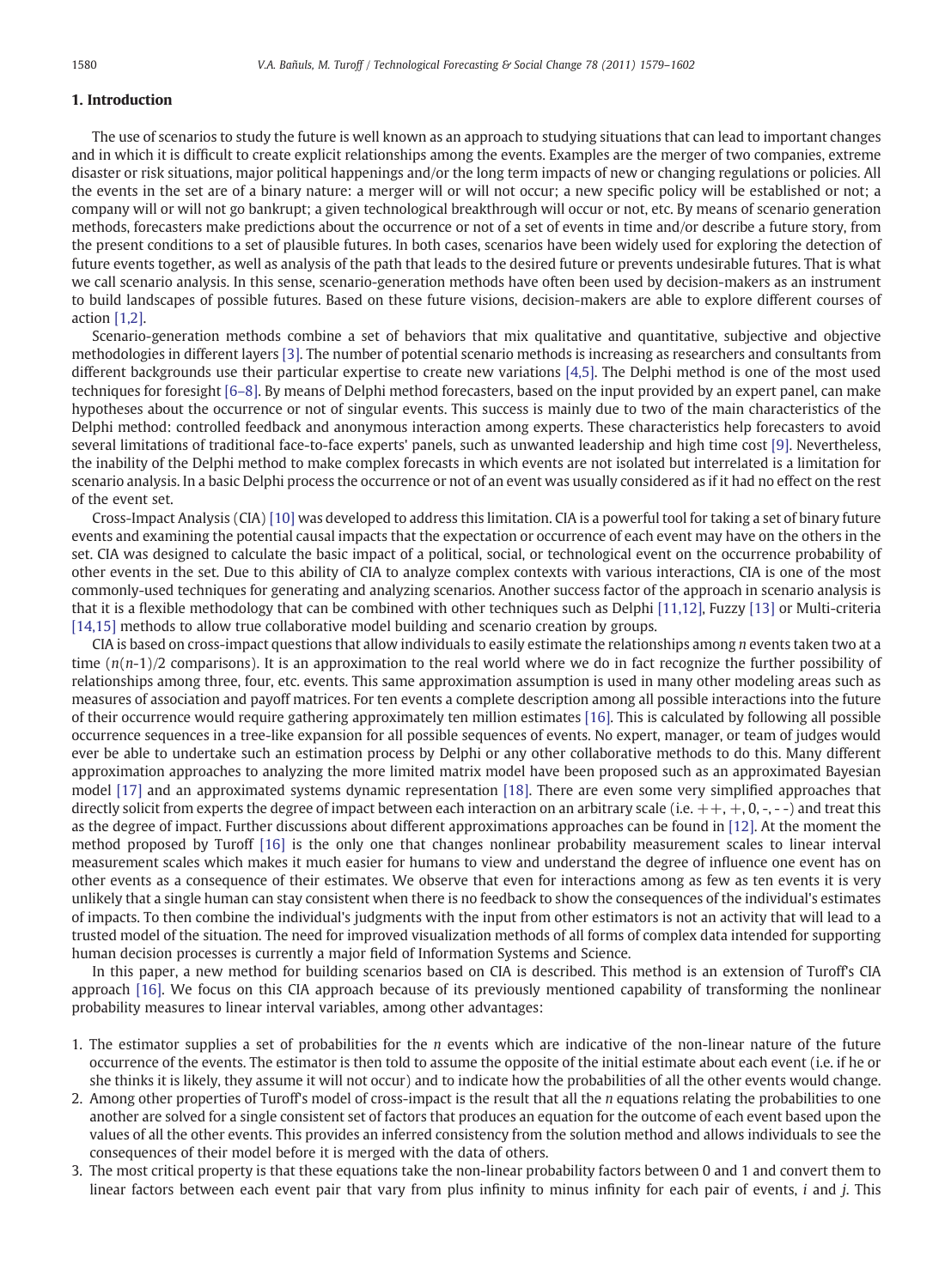## 1. Introduction

The use of scenarios to study the future is well known as an approach to studying situations that can lead to important changes and in which it is difficult to create explicit relationships among the events. Examples are the merger of two companies, extreme disaster or risk situations, major political happenings and/or the long term impacts of new or changing regulations or policies. All the events in the set are of a binary nature: a merger will or will not occur; a new specific policy will be established or not; a company will or will not go bankrupt; a given technological breakthrough will occur or not, etc. By means of scenario generation methods, forecasters make predictions about the occurrence or not of a set of events in time and/or describe a future story, from the present conditions to a set of plausible futures. In both cases, scenarios have been widely used for exploring the detection of future events together, as well as analysis of the path that leads to the desired future or prevents undesirable futures. That is what we call scenario analysis. In this sense, scenario-generation methods have often been used by decision-makers as an instrument to build landscapes of possible futures. Based on these future visions, decision-makers are able to explore different courses of action [1,2].

Scenario-generation methods combine a set of behaviors that mix qualitative and quantitative, subjective and objective methodologies in different layers [3]. The number of potential scenario methods is increasing as researchers and consultants from different backgrounds use their particular expertise to create new variations [4,5]. The Delphi method is one of the most used techniques for foresight [6–8]. By means of Delphi method forecasters, based on the input provided by an expert panel, can make hypotheses about the occurrence or not of singular events. This success is mainly due to two of the main characteristics of the Delphi method: controlled feedback and anonymous interaction among experts. These characteristics help forecasters to avoid several limitations of traditional face-to-face experts' panels, such as unwanted leadership and high time cost [9]. Nevertheless, the inability of the Delphi method to make complex forecasts in which events are not isolated but interrelated is a limitation for scenario analysis. In a basic Delphi process the occurrence or not of an event was usually considered as if it had no effect on the rest of the event set.

Cross-Impact Analysis (CIA) [10] was developed to address this limitation. CIA is a powerful tool for taking a set of binary future events and examining the potential causal impacts that the expectation or occurrence of each event may have on the others in the set. CIA was designed to calculate the basic impact of a political, social, or technological event on the occurrence probability of other events in the set. Due to this ability of CIA to analyze complex contexts with various interactions, CIA is one of the most commonly-used techniques for generating and analyzing scenarios. Another success factor of the approach in scenario analysis is that it is a flexible methodology that can be combined with other techniques such as Delphi [11,12], Fuzzy [13] or Multi-criteria [14,15] methods to allow true collaborative model building and scenario creation by groups.

CIA is based on cross-impact questions that allow individuals to easily estimate the relationships among $n$ events taken two at a time ($n(n\text{-}1)/2$ comparisons). It is an approximation to the real world where we do in fact recognize the further possibility of relationships among three, four, etc. events. This same approximation assumption is used in many other modeling areas such as measures of association and payoff matrices. For ten events a complete description among all possible interactions into the future of their occurrence would require gathering approximately ten million estimates [16]. This is calculated by following all possible occurrence sequences in a tree-like expansion for all possible sequences of events. No expert, manager, or team of judges would ever be able to undertake such an estimation process by Delphi or any other collaborative methods to do this. Many different approximation approaches to analyzing the more limited matrix model have been proposed such as an approximated Bayesian model [17] and an approximated systems dynamic representation [18]. There are even some very simplified approaches that directly solicit from experts the degree of impact between each interaction on an arbitrary scale (i.e. ++, +, 0, -, - -) and treat this as the degree of impact. Further discussions about different approximations approaches can be found in [12]. At the moment the method proposed by Turoff [16] is the only one that changes nonlinear probability measurement scales to linear interval measurement scales which makes it much easier for humans to view and understand the degree of influence one event has on other events as a consequence of their estimates. We observe that even for interactions among as few as ten events it is very unlikely that a single human can stay consistent when there is no feedback to show the consequences of the individual's estimates of impacts. To then combine the individual's judgments with the input from other estimators is not an activity that will lead to a trusted model of the situation. The need for improved visualization methods of all forms of complex data intended for supporting human decision processes is currently a major field of Information Systems and Science.

In this paper, a new method for building scenarios based on CIA is described. This method is an extension of Turoff's CIA approach [16]. We focus on this CIA approach because of its previously mentioned capability of transforming the nonlinear probability measures to linear interval variables, among other advantages:

1. The estimator supplies a set of probabilities for the $n$ events which are indicative of the non-linear nature of the future occurrence of the events. The estimator is then told to assume the opposite of the initial estimate about each event (i.e. if he or she thinks it is likely, they assume it will not occur) and to indicate how the probabilities of all the other events would change.
2. Among other properties of Turoff's model of cross-impact is the result that all the $n$ equations relating the probabilities to one another are solved for a single consistent set of factors that produces an equation for the outcome of each event based upon the values of all the other events. This provides an inferred consistency from the solution method and allows individuals to see the consequences of their model before it is merged with the data of others.
3. The most critical property is that these equations take the non-linear probability factors between 0 and 1 and convert them to linear factors between each event pair that vary from plus infinity to minus infinity for each pair of events, $i$ and $j$. This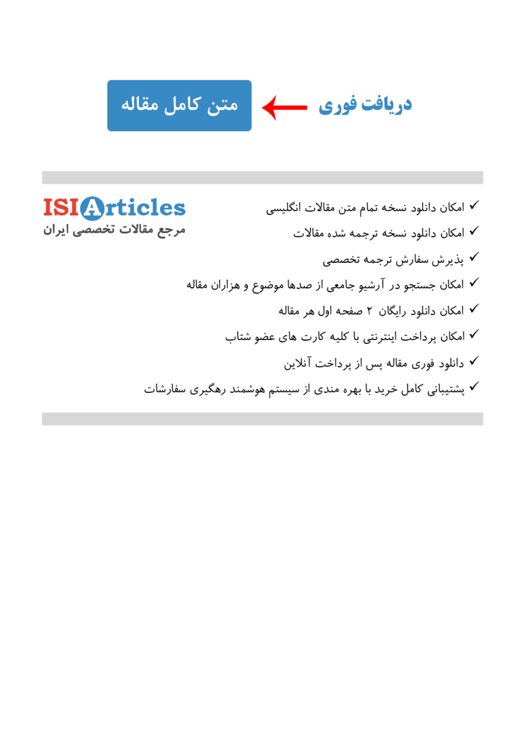دریافت فوری ← متن کامل مقاله

**ISIArticles**
مرجع مقالات تخصصی ایران

- ✓ امکان دانلود نسخه تمام متن مقالات انگلیسی
- ✓ امکان دانلود نسخه ترجمه شده مقالات
- ✓ پذیرش سفارش ترجمه تخصصی
- ✓ امکان جستجو در آرشیو جامعی از صدها موضوع و هزاران مقاله
- ✓ امکان دانلود رایگان ۲ صفحه اول هر مقاله
- ✓ امکان پرداخت اینترنتی با کلیه کارت های عضو شتاب
- ✓ دانلود فوری مقاله پس از پرداخت آنلاین
- ✓ پشتیبانی کامل خرید با بهره مندی از سیستم هوشمند رهگیری سفارشات